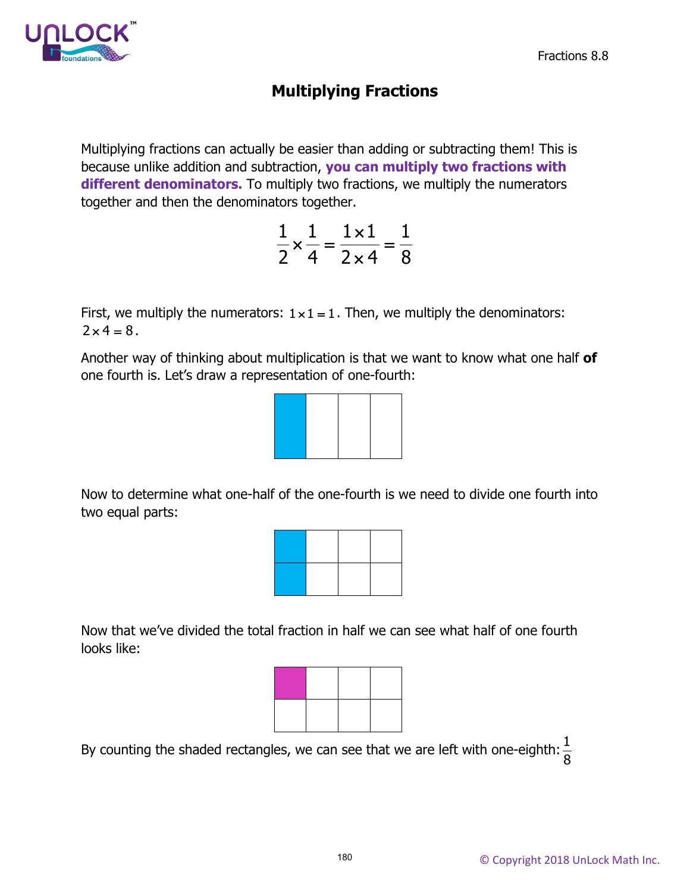# Multiplying Fractions

Multiplying fractions can actually be easier than adding or subtracting them! This is because unlike addition and subtraction, **you can multiply two fractions with different denominators.** To multiply two fractions, we multiply the numerators together and then the denominators together.

$$\frac{1}{2} \times \frac{1}{4} = \frac{1 \times 1}{2 \times 4} = \frac{1}{8}$$

First, we multiply the numerators: $1 \times 1 = 1$. Then, we multiply the denominators: $2 \times 4 = 8$.

Another way of thinking about multiplication is that we want to know what one half **of** one fourth is. Let's draw a representation of one-fourth:

Now to determine what one-half of the one-fourth is we need to divide one fourth into two equal parts:

Now that we've divided the total fraction in half we can see what half of one fourth looks like:

By counting the shaded rectangles, we can see that we are left with one-eighth: $\frac{1}{8}$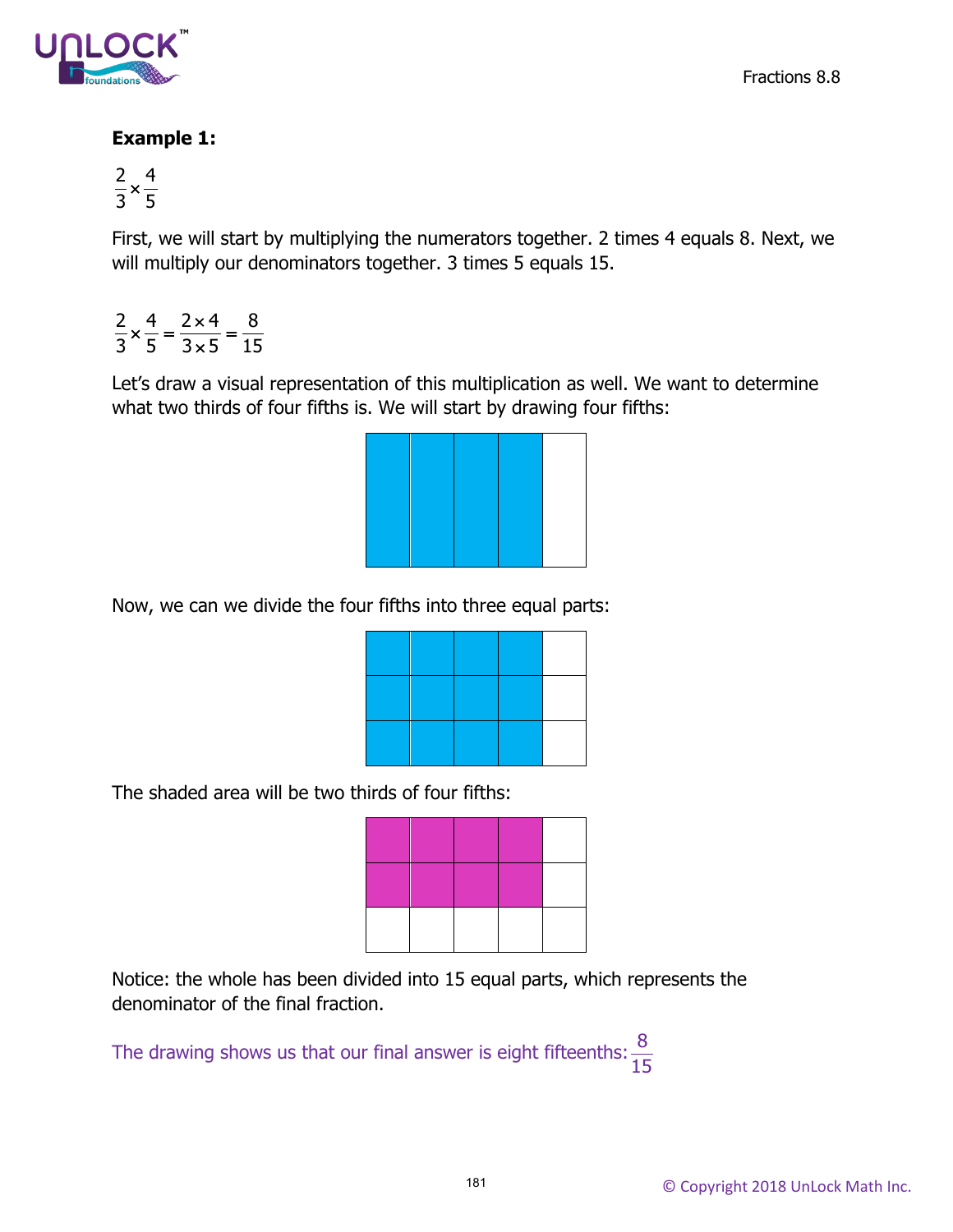**Example 1:**

$$\frac{2}{3} \times \frac{4}{5}$$

First, we will start by multiplying the numerators together. 2 times 4 equals 8. Next, we will multiply our denominators together. 3 times 5 equals 15.

$$\frac{2}{3} \times \frac{4}{5} = \frac{2 \times 4}{3 \times 5} = \frac{8}{15}$$

Let's draw a visual representation of this multiplication as well. We want to determine what two thirds of four fifths is. We will start by drawing four fifths:

Now, we can we divide the four fifths into three equal parts:

The shaded area will be two thirds of four fifths:

Notice: the whole has been divided into 15 equal parts, which represents the denominator of the final fraction.

The drawing shows us that our final answer is eight fifteenths: $\frac{8}{15}$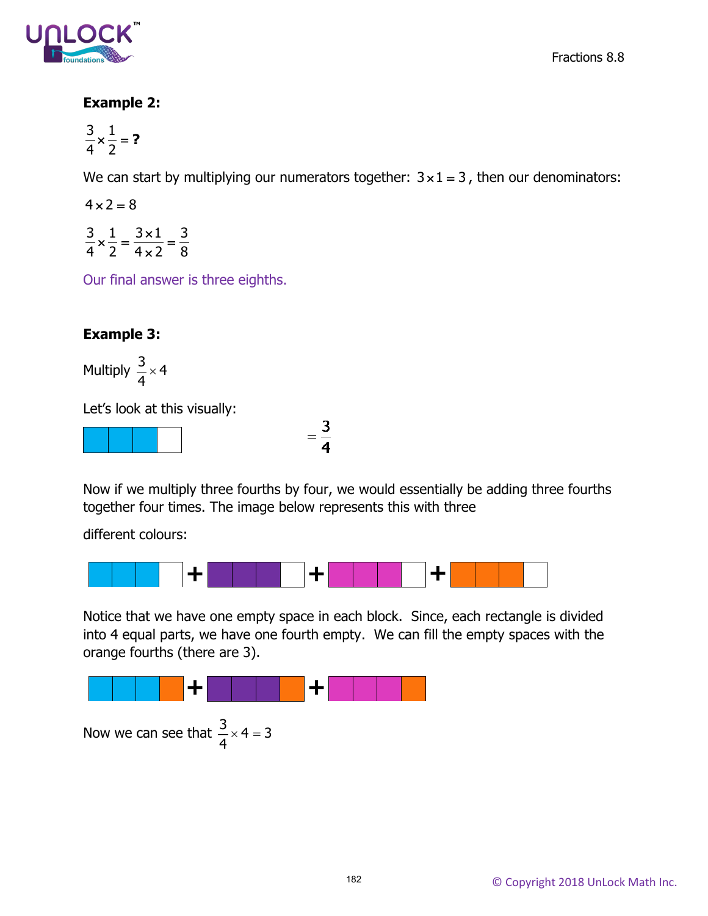**Example 2:**

$\frac{3}{4} \times \frac{1}{2} = \textbf{?}$

We can start by multiplying our numerators together: $3 \times 1 = 3$, then our denominators:

$4 \times 2 = 8$

$\frac{3}{4} \times \frac{1}{2} = \frac{3 \times 1}{4 \times 2} = \frac{3}{8}$

Our final answer is three eighths.

**Example 3:**

Multiply $\frac{3}{4} \times 4$

Let's look at this visually:

$= \frac{3}{4}$

Now if we multiply three fourths by four, we would essentially be adding three fourths together four times. The image below represents this with three

different colours:

Notice that we have one empty space in each block. Since, each rectangle is divided into 4 equal parts, we have one fourth empty. We can fill the empty spaces with the orange fourths (there are 3).

Now we can see that $\frac{3}{4} \times 4 = 3$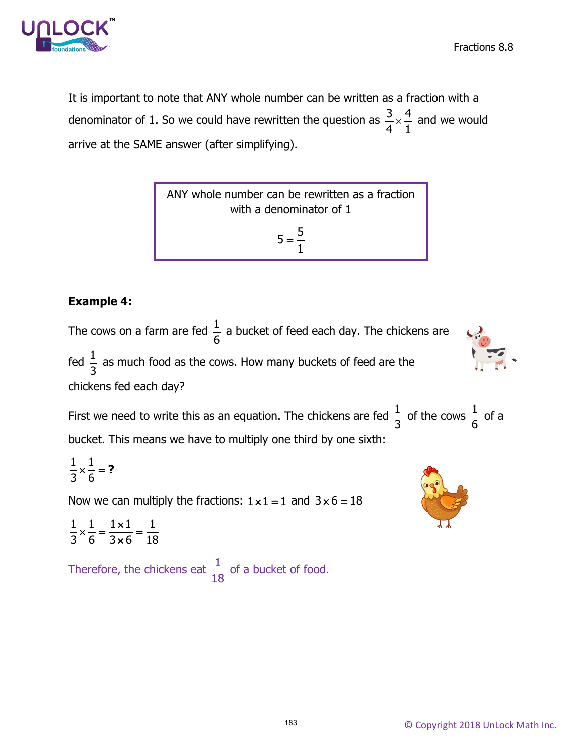It is important to note that ANY whole number can be written as a fraction with a denominator of 1. So we could have rewritten the question as $\frac{3}{4} \times \frac{4}{1}$ and we would arrive at the SAME answer (after simplifying).

> ANY whole number can be rewritten as a fraction with a denominator of 1
>
> $$5 = \frac{5}{1}$$

**Example 4:**

The cows on a farm are fed $\frac{1}{6}$ a bucket of feed each day. The chickens are fed $\frac{1}{3}$ as much food as the cows. How many buckets of feed are the chickens fed each day?

First we need to write this as an equation. The chickens are fed $\frac{1}{3}$ of the cows $\frac{1}{6}$ of a bucket. This means we have to multiply one third by one sixth:

$$\frac{1}{3} \times \frac{1}{6} = \textbf{?}$$

Now we can multiply the fractions: $1 \times 1 = 1$ and $3 \times 6 = 18$

$$\frac{1}{3} \times \frac{1}{6} = \frac{1 \times 1}{3 \times 6} = \frac{1}{18}$$

Therefore, the chickens eat $\frac{1}{18}$ of a bucket of food.